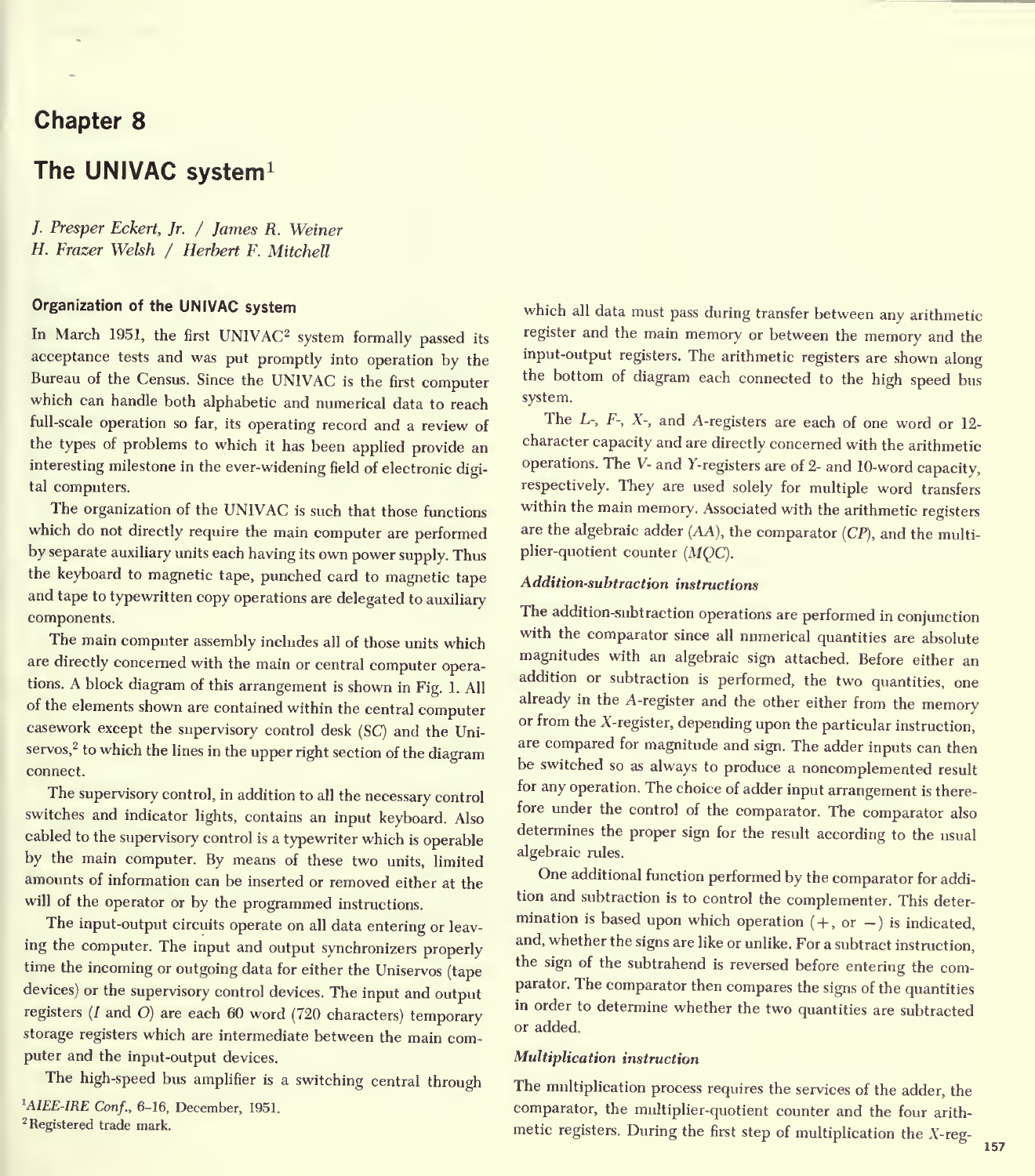# Chapter 8

# The UNIVAC system[1]

*J. Presper Eckert, Jr. / James R. Weiner*
*H. Frazer Welsh / Herbert F. Mitchell*

## Organization of the UNIVAC system

In March 1951, the first UNIVAC[2] system formally passed its acceptance tests and was put promptly into operation by the Bureau of the Census. Since the UNIVAC is the first computer which can handle both alphabetic and numerical data to reach full-scale operation so far, its operating record and a review of the types of problems to which it has been applied provide an interesting milestone in the ever-widening field of electronic digital computers.

The organization of the UNIVAC is such that those functions which do not directly require the main computer are performed by separate auxiliary units each having its own power supply. Thus the keyboard to magnetic tape, punched card to magnetic tape and tape to typewritten copy operations are delegated to auxiliary components.

The main computer assembly includes all of those units which are directly concerned with the main or central computer operations. A block diagram of this arrangement is shown in Fig. 1. All of the elements shown are contained within the central computer casework except the supervisory control desk (*SC*) and the Uniservos,[2] to which the lines in the upper right section of the diagram connect.

The supervisory control, in addition to all the necessary control switches and indicator lights, contains an input keyboard. Also cabled to the supervisory control is a typewriter which is operable by the main computer. By means of these two units, limited amounts of information can be inserted or removed either at the will of the operator or by the programmed instructions.

The input-output circuits operate on all data entering or leaving the computer. The input and output synchronizers properly time the incoming or outgoing data for either the Uniservos (tape devices) or the supervisory control devices. The input and output registers (*I* and *O*) are each 60 word (720 characters) temporary storage registers which are intermediate between the main computer and the input-output devices.

The high-speed bus amplifier is a switching central through which all data must pass during transfer between any arithmetic register and the main memory or between the memory and the input-output registers. The arithmetic registers are shown along the bottom of diagram each connected to the high speed bus system.

The *L*-, *F*-, *X*-, and *A*-registers are each of one word or 12-character capacity and are directly concerned with the arithmetic operations. The *V*- and *Y*-registers are of 2- and 10-word capacity, respectively. They are used solely for multiple word transfers within the main memory. Associated with the arithmetic registers are the algebraic adder (*AA*), the comparator (*CP*), and the multiplier-quotient counter (*MQC*).

### *Addition-subtraction instructions*

The addition-subtraction operations are performed in conjunction with the comparator since all numerical quantities are absolute magnitudes with an algebraic sign attached. Before either an addition or subtraction is performed, the two quantities, one already in the *A*-register and the other either from the memory or from the *X*-register, depending upon the particular instruction, are compared for magnitude and sign. The adder inputs can then be switched so as always to produce a noncomplemented result for any operation. The choice of adder input arrangement is therefore under the control of the comparator. The comparator also determines the proper sign for the result according to the usual algebraic rules.

One additional function performed by the comparator for addition and subtraction is to control the complementer. This determination is based upon which operation (+, or −) is indicated, and, whether the signs are like or unlike. For a subtract instruction, the sign of the subtrahend is reversed before entering the comparator. The comparator then compares the signs of the quantities in order to determine whether the two quantities are subtracted or added.

### *Multiplication instruction*

The multiplication process requires the services of the adder, the comparator, the multiplier-quotient counter and the four arithmetic registers. During the first step of multiplication the *X*-reg-

[1] *AIEE-IRE Conf.*, 6–16, December, 1951.
[2] Registered trade mark.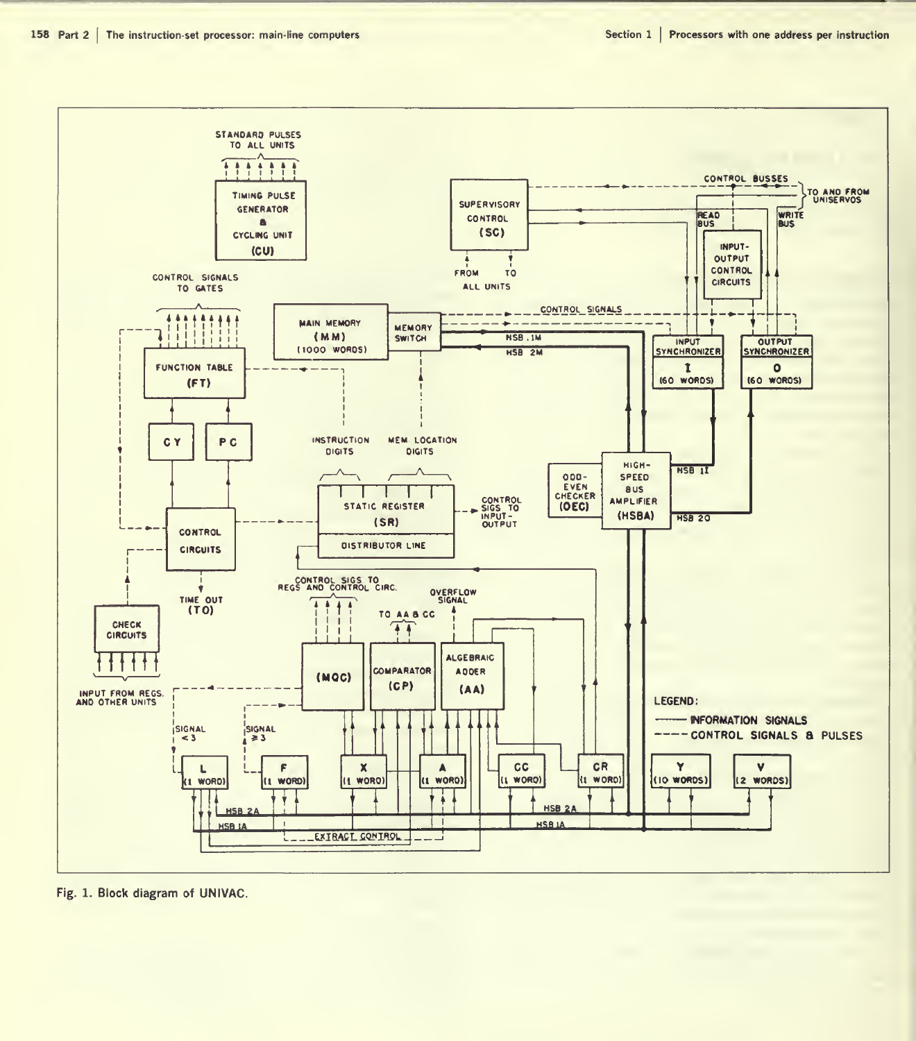Fig. 1. Block diagram of UNIVAC.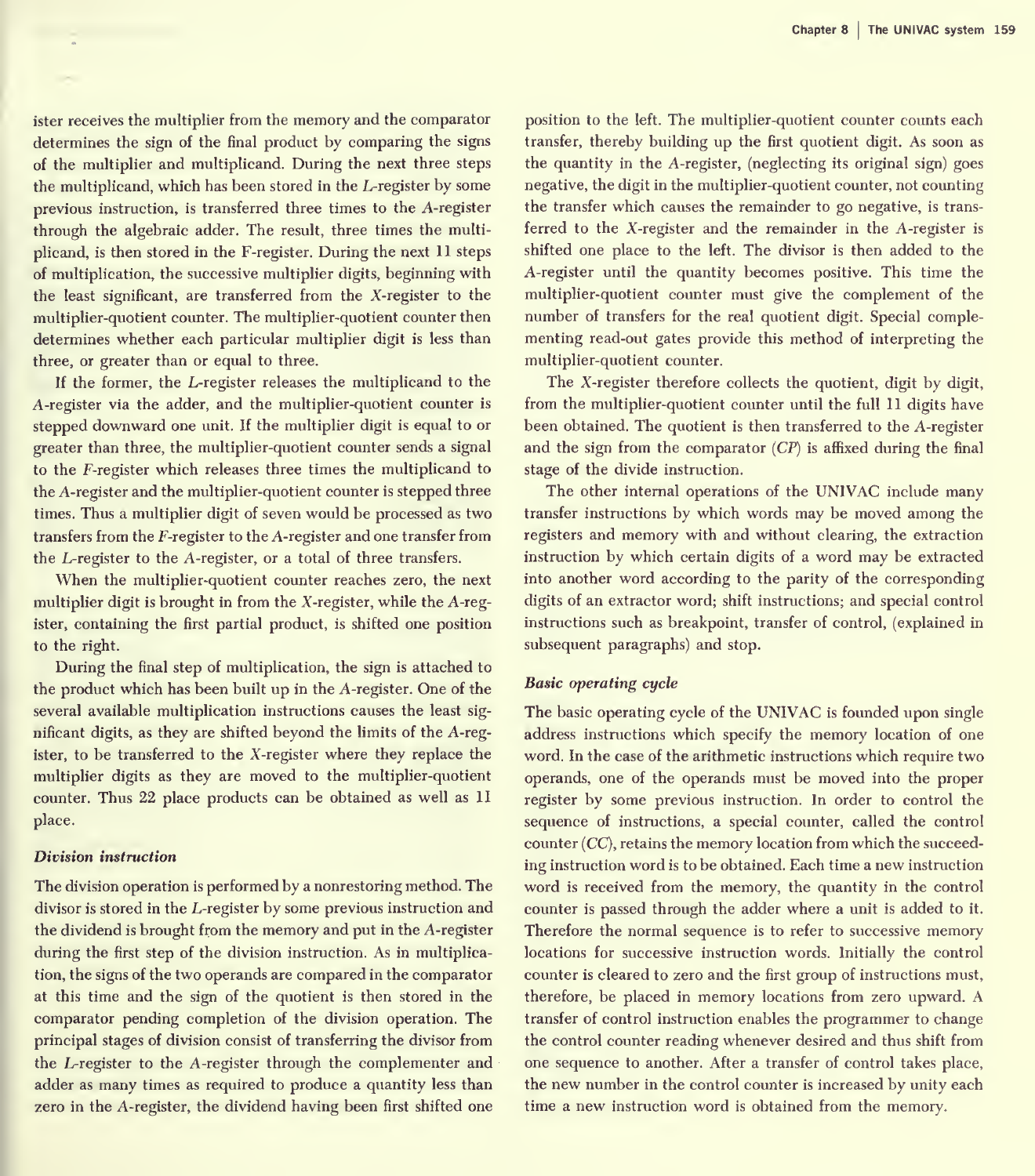ister receives the multiplier from the memory and the comparator determines the sign of the final product by comparing the signs of the multiplier and multiplicand. During the next three steps the multiplicand, which has been stored in the *L*-register by some previous instruction, is transferred three times to the *A*-register through the algebraic adder. The result, three times the multiplicand, is then stored in the F-register. During the next 11 steps of multiplication, the successive multiplier digits, beginning with the least significant, are transferred from the *X*-register to the multiplier-quotient counter. The multiplier-quotient counter then determines whether each particular multiplier digit is less than three, or greater than or equal to three.

If the former, the *L*-register releases the multiplicand to the *A*-register via the adder, and the multiplier-quotient counter is stepped downward one unit. If the multiplier digit is equal to or greater than three, the multiplier-quotient counter sends a signal to the *F*-register which releases three times the multiplicand to the *A*-register and the multiplier-quotient counter is stepped three times. Thus a multiplier digit of seven would be processed as two transfers from the *F*-register to the *A*-register and one transfer from the *L*-register to the *A*-register, or a total of three transfers.

When the multiplier-quotient counter reaches zero, the next multiplier digit is brought in from the *X*-register, while the *A*-register, containing the first partial product, is shifted one position to the right.

During the final step of multiplication, the sign is attached to the product which has been built up in the *A*-register. One of the several available multiplication instructions causes the least significant digits, as they are shifted beyond the limits of the *A*-register, to be transferred to the *X*-register where they replace the multiplier digits as they are moved to the multiplier-quotient counter. Thus 22 place products can be obtained as well as 11 place.

### *Division instruction*

The division operation is performed by a nonrestoring method. The divisor is stored in the *L*-register by some previous instruction and the dividend is brought from the memory and put in the *A*-register during the first step of the division instruction. As in multiplication, the signs of the two operands are compared in the comparator at this time and the sign of the quotient is then stored in the comparator pending completion of the division operation. The principal stages of division consist of transferring the divisor from the *L*-register to the *A*-register through the complementer and adder as many times as required to produce a quantity less than zero in the *A*-register, the dividend having been first shifted one position to the left. The multiplier-quotient counter counts each transfer, thereby building up the first quotient digit. As soon as the quantity in the *A*-register, (neglecting its original sign) goes negative, the digit in the multiplier-quotient counter, not counting the transfer which causes the remainder to go negative, is transferred to the *X*-register and the remainder in the *A*-register is shifted one place to the left. The divisor is then added to the *A*-register until the quantity becomes positive. This time the multiplier-quotient counter must give the complement of the number of transfers for the real quotient digit. Special complementing read-out gates provide this method of interpreting the multiplier-quotient counter.

The *X*-register therefore collects the quotient, digit by digit, from the multiplier-quotient counter until the full 11 digits have been obtained. The quotient is then transferred to the *A*-register and the sign from the comparator (*CP*) is affixed during the final stage of the divide instruction.

The other internal operations of the UNIVAC include many transfer instructions by which words may be moved among the registers and memory with and without clearing, the extraction instruction by which certain digits of a word may be extracted into another word according to the parity of the corresponding digits of an extractor word; shift instructions; and special control instructions such as breakpoint, transfer of control, (explained in subsequent paragraphs) and stop.

### *Basic operating cycle*

The basic operating cycle of the UNIVAC is founded upon single address instructions which specify the memory location of one word. In the case of the arithmetic instructions which require two operands, one of the operands must be moved into the proper register by some previous instruction. In order to control the sequence of instructions, a special counter, called the control counter (*CC*), retains the memory location from which the succeeding instruction word is to be obtained. Each time a new instruction word is received from the memory, the quantity in the control counter is passed through the adder where a unit is added to it. Therefore the normal sequence is to refer to successive memory locations for successive instruction words. Initially the control counter is cleared to zero and the first group of instructions must, therefore, be placed in memory locations from zero upward. A transfer of control instruction enables the programmer to change the control counter reading whenever desired and thus shift from one sequence to another. After a transfer of control takes place, the new number in the control counter is increased by unity each time a new instruction word is obtained from the memory.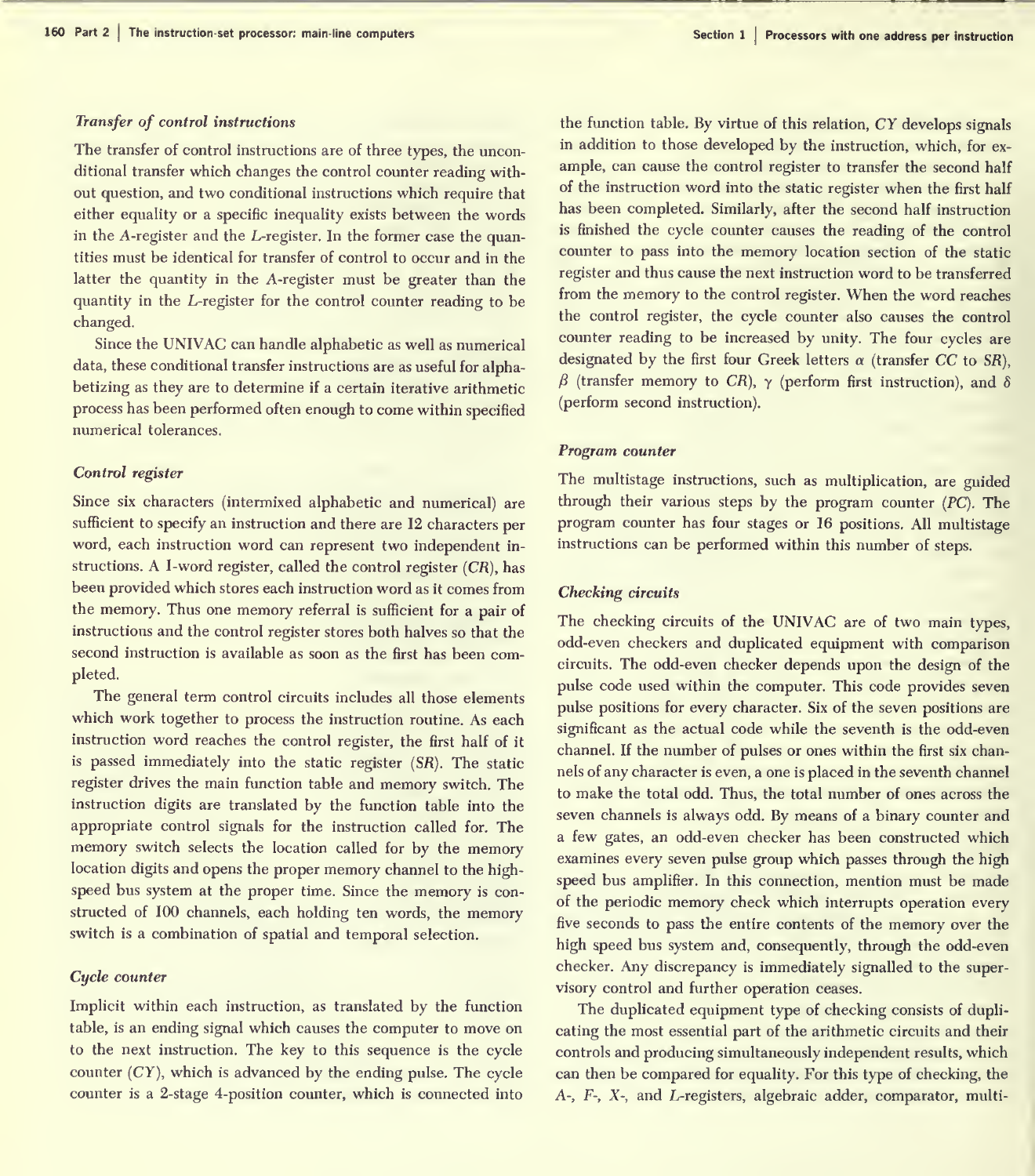### *Transfer of control instructions*

The transfer of control instructions are of three types, the unconditional transfer which changes the control counter reading without question, and two conditional instructions which require that either equality or a specific inequality exists between the words in the *A*-register and the *L*-register. In the former case the quantities must be identical for transfer of control to occur and in the latter the quantity in the *A*-register must be greater than the quantity in the *L*-register for the control counter reading to be changed.

Since the UNIVAC can handle alphabetic as well as numerical data, these conditional transfer instructions are as useful for alphabetizing as they are to determine if a certain iterative arithmetic process has been performed often enough to come within specified numerical tolerances.

### *Control register*

Since six characters (intermixed alphabetic and numerical) are sufficient to specify an instruction and there are 12 characters per word, each instruction word can represent two independent instructions. A 1-word register, called the control register (*CR*), has been provided which stores each instruction word as it comes from the memory. Thus one memory referral is sufficient for a pair of instructions and the control register stores both halves so that the second instruction is available as soon as the first has been completed.

The general term control circuits includes all those elements which work together to process the instruction routine. As each instruction word reaches the control register, the first half of it is passed immediately into the static register (*SR*). The static register drives the main function table and memory switch. The instruction digits are translated by the function table into the appropriate control signals for the instruction called for. The memory switch selects the location called for by the memory location digits and opens the proper memory channel to the high-speed bus system at the proper time. Since the memory is constructed of 100 channels, each holding ten words, the memory switch is a combination of spatial and temporal selection.

### *Cycle counter*

Implicit within each instruction, as translated by the function table, is an ending signal which causes the computer to move on to the next instruction. The key to this sequence is the cycle counter (*CY*), which is advanced by the ending pulse. The cycle counter is a 2-stage 4-position counter, which is connected into the function table. By virtue of this relation, *CY* develops signals in addition to those developed by the instruction, which, for example, can cause the control register to transfer the second half of the instruction word into the static register when the first half has been completed. Similarly, after the second half instruction is finished the cycle counter causes the reading of the control counter to pass into the memory location section of the static register and thus cause the next instruction word to be transferred from the memory to the control register. When the word reaches the control register, the cycle counter also causes the control counter reading to be increased by unity. The four cycles are designated by the first four Greek letters $\alpha$ (transfer *CC* to *SR*), $\beta$ (transfer memory to *CR*), $\gamma$ (perform first instruction), and $\delta$ (perform second instruction).

### *Program counter*

The multistage instructions, such as multiplication, are guided through their various steps by the program counter (*PC*). The program counter has four stages or 16 positions. All multistage instructions can be performed within this number of steps.

### *Checking circuits*

The checking circuits of the UNIVAC are of two main types, odd-even checkers and duplicated equipment with comparison circuits. The odd-even checker depends upon the design of the pulse code used within the computer. This code provides seven pulse positions for every character. Six of the seven positions are significant as the actual code while the seventh is the odd-even channel. If the number of pulses or ones within the first six channels of any character is even, a one is placed in the seventh channel to make the total odd. Thus, the total number of ones across the seven channels is always odd. By means of a binary counter and a few gates, an odd-even checker has been constructed which examines every seven pulse group which passes through the high speed bus amplifier. In this connection, mention must be made of the periodic memory check which interrupts operation every five seconds to pass the entire contents of the memory over the high speed bus system and, consequently, through the odd-even checker. Any discrepancy is immediately signalled to the supervisory control and further operation ceases.

The duplicated equipment type of checking consists of duplicating the most essential part of the arithmetic circuits and their controls and producing simultaneously independent results, which can then be compared for equality. For this type of checking, the *A*-, *F*-, *X*-, and *L*-registers, algebraic adder, comparator, multi-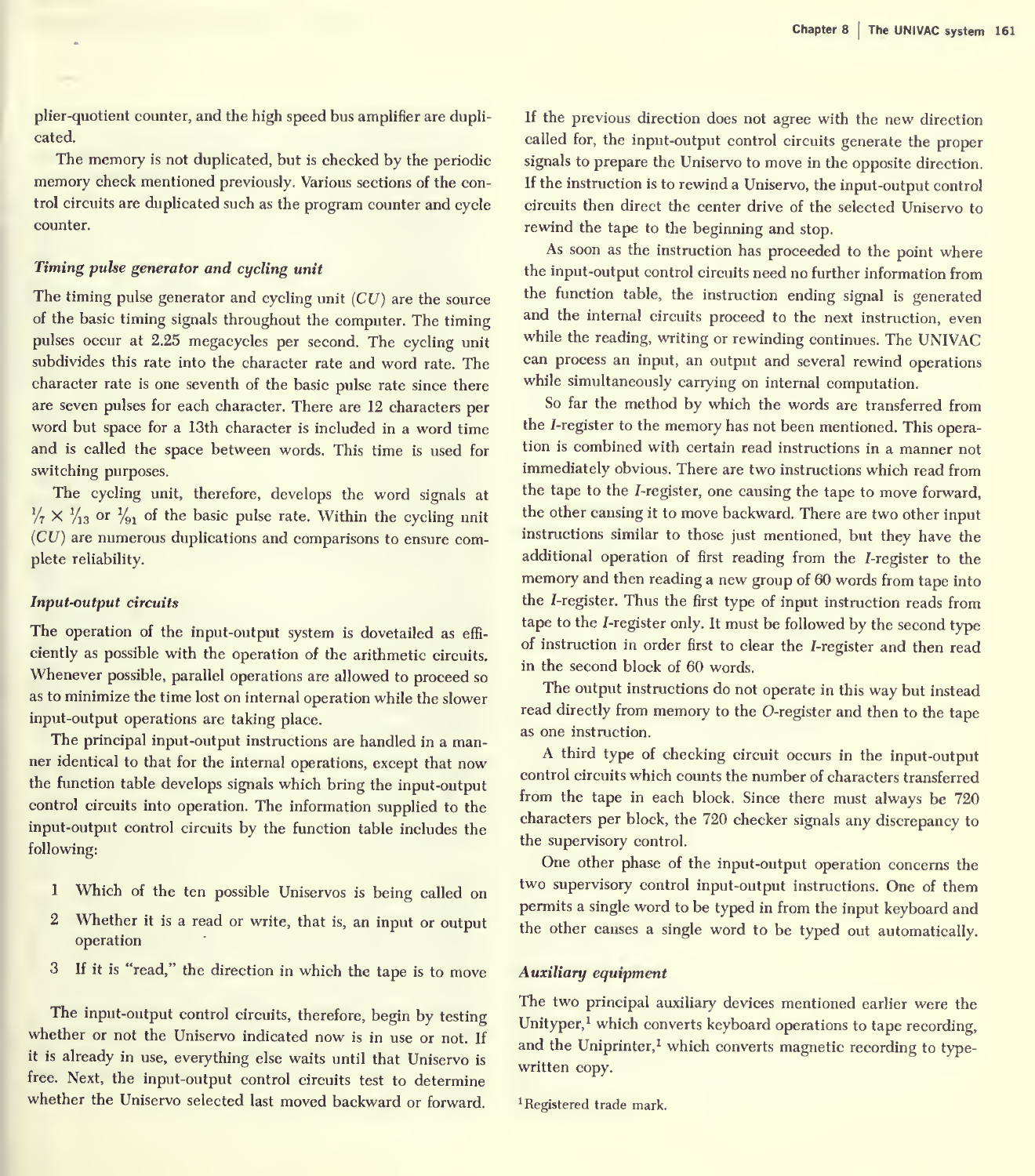plier-quotient counter, and the high speed bus amplifier are duplicated.

The memory is not duplicated, but is checked by the periodic memory check mentioned previously. Various sections of the control circuits are duplicated such as the program counter and cycle counter.

### *Timing pulse generator and cycling unit*

The timing pulse generator and cycling unit (*CU*) are the source of the basic timing signals throughout the computer. The timing pulses occur at 2.25 megacycles per second. The cycling unit subdivides this rate into the character rate and word rate. The character rate is one seventh of the basic pulse rate since there are seven pulses for each character. There are 12 characters per word but space for a 13th character is included in a word time and is called the space between words. This time is used for switching purposes.

The cycling unit, therefore, develops the word signals at $\frac{1}{7} \times \frac{1}{13}$ or $\frac{1}{91}$ of the basic pulse rate. Within the cycling unit (*CU*) are numerous duplications and comparisons to ensure complete reliability.

### *Input-output circuits*

The operation of the input-output system is dovetailed as efficiently as possible with the operation of the arithmetic circuits. Whenever possible, parallel operations are allowed to proceed so as to minimize the time lost on internal operation while the slower input-output operations are taking place.

The principal input-output instructions are handled in a manner identical to that for the internal operations, except that now the function table develops signals which bring the input-output control circuits into operation. The information supplied to the input-output control circuits by the function table includes the following:

1. Which of the ten possible Uniservos is being called on
2. Whether it is a read or write, that is, an input or output operation
3. If it is "read," the direction in which the tape is to move

The input-output control circuits, therefore, begin by testing whether or not the Uniservo indicated now is in use or not. If it is already in use, everything else waits until that Uniservo is free. Next, the input-output control circuits test to determine whether the Uniservo selected last moved backward or forward. If the previous direction does not agree with the new direction called for, the input-output control circuits generate the proper signals to prepare the Uniservo to move in the opposite direction. If the instruction is to rewind a Uniservo, the input-output control circuits then direct the center drive of the selected Uniservo to rewind the tape to the beginning and stop.

As soon as the instruction has proceeded to the point where the input-output control circuits need no further information from the function table, the instruction ending signal is generated and the internal circuits proceed to the next instruction, even while the reading, writing or rewinding continues. The UNIVAC can process an input, an output and several rewind operations while simultaneously carrying on internal computation.

So far the method by which the words are transferred from the *I*-register to the memory has not been mentioned. This operation is combined with certain read instructions in a manner not immediately obvious. There are two instructions which read from the tape to the *I*-register, one causing the tape to move forward, the other causing it to move backward. There are two other input instructions similar to those just mentioned, but they have the additional operation of first reading from the *I*-register to the memory and then reading a new group of 60 words from tape into the *I*-register. Thus the first type of input instruction reads from tape to the *I*-register only. It must be followed by the second type of instruction in order first to clear the *I*-register and then read in the second block of 60 words.

The output instructions do not operate in this way but instead read directly from memory to the *O*-register and then to the tape as one instruction.

A third type of checking circuit occurs in the input-output control circuits which counts the number of characters transferred from the tape in each block. Since there must always be 720 characters per block, the 720 checker signals any discrepancy to the supervisory control.

One other phase of the input-output operation concerns the two supervisory control input-output instructions. One of them permits a single word to be typed in from the input keyboard and the other causes a single word to be typed out automatically.

### *Auxiliary equipment*

The two principal auxiliary devices mentioned earlier were the Unityper,[1] which converts keyboard operations to tape recording, and the Uniprinter,[1] which converts magnetic recording to typewritten copy.

[1]Registered trade mark.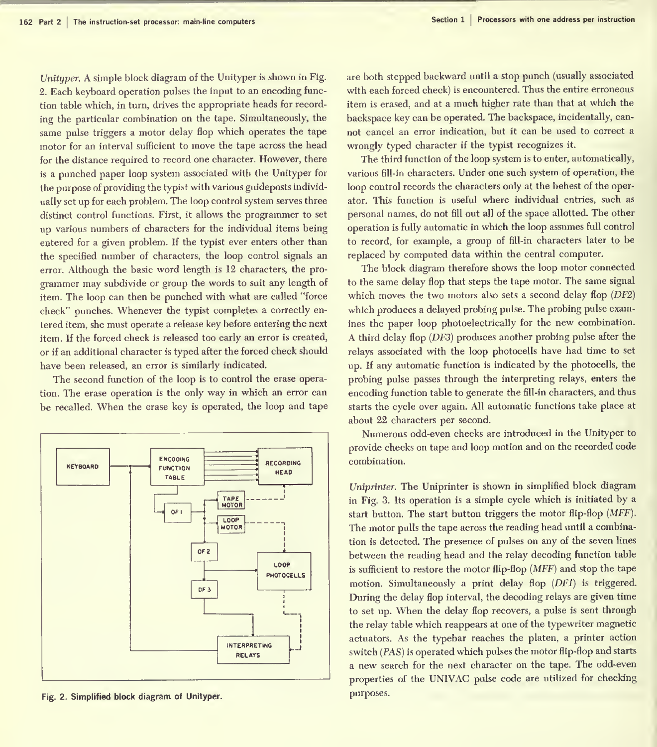*Unityper.* A simple block diagram of the Unityper is shown in Fig. 2. Each keyboard operation pulses the input to an encoding function table which, in turn, drives the appropriate heads for recording the particular combination on the tape. Simultaneously, the same pulse triggers a motor delay flop which operates the tape motor for an interval sufficient to move the tape across the head for the distance required to record one character. However, there is a punched paper loop system associated with the Unityper for the purpose of providing the typist with various guideposts individually set up for each problem. The loop control system serves three distinct control functions. First, it allows the programmer to set up various numbers of characters for the individual items being entered for a given problem. If the typist ever enters other than the specified number of characters, the loop control signals an error. Although the basic word length is 12 characters, the programmer may subdivide or group the words to suit any length of item. The loop can then be punched with what are called "force check" punches. Whenever the typist completes a correctly entered item, she must operate a release key before entering the next item. If the forced check is released too early an error is created, or if an additional character is typed after the forced check should have been released, an error is similarly indicated.

The second function of the loop is to control the erase operation. The erase operation is the only way in which an error can be recalled. When the erase key is operated, the loop and tape are both stepped backward until a stop punch (usually associated with each forced check) is encountered. Thus the entire erroneous item is erased, and at a much higher rate than that at which the backspace key can be operated. The backspace, incidentally, cannot cancel an error indication, but it can be used to correct a wrongly typed character if the typist recognizes it.

The third function of the loop system is to enter, automatically, various fill-in characters. Under one such system of operation, the loop control records the characters only at the behest of the operator. This function is useful where individual entries, such as personal names, do not fill out all of the space allotted. The other operation is fully automatic in which the loop assumes full control to record, for example, a group of fill-in characters later to be replaced by computed data within the central computer.

The block diagram therefore shows the loop motor connected to the same delay flop that steps the tape motor. The same signal which moves the two motors also sets a second delay flop (*DF2*) which produces a delayed probing pulse. The probing pulse examines the paper loop photoelectrically for the new combination. A third delay flop (*DF3*) produces another probing pulse after the relays associated with the loop photocells have had time to set up. If any automatic function is indicated by the photocells, the probing pulse passes through the interpreting relays, enters the encoding function table to generate the fill-in characters, and thus starts the cycle over again. All automatic functions take place at about 22 characters per second.

Numerous odd-even checks are introduced in the Unityper to provide checks on tape and loop motion and on the recorded code combination.

**Fig. 2. Simplified block diagram of Unityper.**

*Uniprinter.* The Uniprinter is shown in simplified block diagram in Fig. 3. Its operation is a simple cycle which is initiated by a start button. The start button triggers the motor flip-flop (*MFF*). The motor pulls the tape across the reading head until a combination is detected. The presence of pulses on any of the seven lines between the reading head and the relay decoding function table is sufficient to restore the motor flip-flop (*MFF*) and stop the tape motion. Simultaneously a print delay flop (*DF1*) is triggered. During the delay flop interval, the decoding relays are given time to set up. When the delay flop recovers, a pulse is sent through the relay table which reappears at one of the typewriter magnetic actuators. As the typebar reaches the platen, a printer action switch (*PAS*) is operated which pulses the motor flip-flop and starts a new search for the next character on the tape. The odd-even properties of the UNIVAC pulse code are utilized for checking purposes.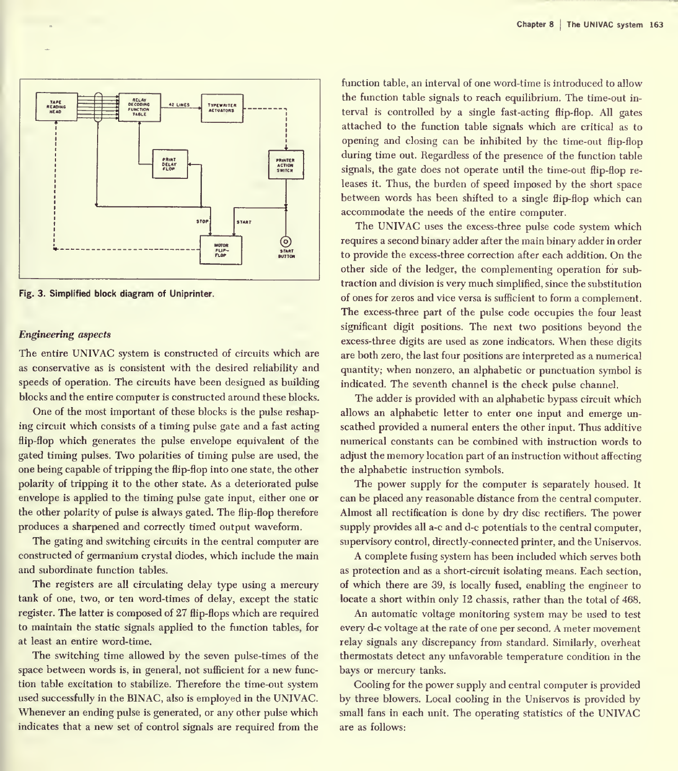TAPE READING HEAD

RELAY DECODING FUNCTION TABLE

42 LINES

TYPEWRITER ACTUATORS

PRINT DELAY FLOP

PRINTER ACTION SWITCH

STOP

START

MOTOR FLIP-FLOP

START BUTTON

Fig. 3. Simplified block diagram of Uniprinter.

### *Engineering aspects*

The entire UNIVAC system is constructed of circuits which are as conservative as is consistent with the desired reliability and speeds of operation. The circuits have been designed as building blocks and the entire computer is constructed around these blocks.

One of the most important of these blocks is the pulse reshaping circuit which consists of a timing pulse gate and a fast acting flip-flop which generates the pulse envelope equivalent of the gated timing pulses. Two polarities of timing pulse are used, the one being capable of tripping the flip-flop into one state, the other polarity of tripping it to the other state. As a deteriorated pulse envelope is applied to the timing pulse gate input, either one or the other polarity of pulse is always gated. The flip-flop therefore produces a sharpened and correctly timed output waveform.

The gating and switching circuits in the central computer are constructed of germanium crystal diodes, which include the main and subordinate function tables.

The registers are all circulating delay type using a mercury tank of one, two, or ten word-times of delay, except the static register. The latter is composed of 27 flip-flops which are required to maintain the static signals applied to the function tables, for at least an entire word-time.

The switching time allowed by the seven pulse-times of the space between words is, in general, not sufficient for a new function table excitation to stabilize. Therefore the time-out system used successfully in the BINAC, also is employed in the UNIVAC. Whenever an ending pulse is generated, or any other pulse which indicates that a new set of control signals are required from the function table, an interval of one word-time is introduced to allow the function table signals to reach equilibrium. The time-out interval is controlled by a single fast-acting flip-flop. All gates attached to the function table signals which are critical as to opening and closing can be inhibited by the time-out flip-flop during time out. Regardless of the presence of the function table signals, the gate does not operate until the time-out flip-flop releases it. Thus, the burden of speed imposed by the short space between words has been shifted to a single flip-flop which can accommodate the needs of the entire computer.

The UNIVAC uses the excess-three pulse code system which requires a second binary adder after the main binary adder in order to provide the excess-three correction after each addition. On the other side of the ledger, the complementing operation for subtraction and division is very much simplified, since the substitution of ones for zeros and vice versa is sufficient to form a complement. The excess-three part of the pulse code occupies the four least significant digit positions. The next two positions beyond the excess-three digits are used as zone indicators. When these digits are both zero, the last four positions are interpreted as a numerical quantity; when nonzero, an alphabetic or punctuation symbol is indicated. The seventh channel is the check pulse channel.

The adder is provided with an alphabetic bypass circuit which allows an alphabetic letter to enter one input and emerge unscathed provided a numeral enters the other input. Thus additive numerical constants can be combined with instruction words to adjust the memory location part of an instruction without affecting the alphabetic instruction symbols.

The power supply for the computer is separately housed. It can be placed any reasonable distance from the central computer. Almost all rectification is done by dry disc rectifiers. The power supply provides all a-c and d-c potentials to the central computer, supervisory control, directly-connected printer, and the Uniservos.

A complete fusing system has been included which serves both as protection and as a short-circuit isolating means. Each section, of which there are 39, is locally fused, enabling the engineer to locate a short within only 12 chassis, rather than the total of 468.

An automatic voltage monitoring system may be used to test every d-c voltage at the rate of one per second. A meter movement relay signals any discrepancy from standard. Similarly, overheat thermostats detect any unfavorable temperature condition in the bays or mercury tanks.

Cooling for the power supply and central computer is provided by three blowers. Local cooling in the Uniservos is provided by small fans in each unit. The operating statistics of the UNIVAC are as follows: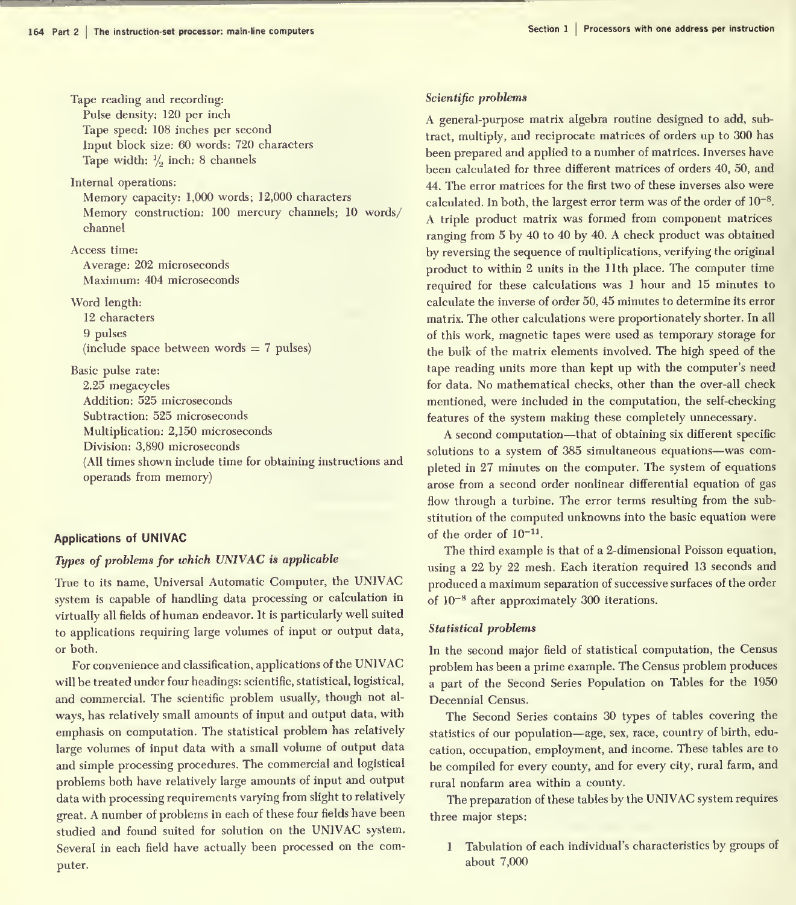Tape reading and recording:
- Pulse density: 120 per inch
- Tape speed: 108 inches per second
- Input block size: 60 words: 720 characters
- Tape width: $\frac{1}{2}$ inch: 8 channels

Internal operations:
- Memory capacity: 1,000 words; 12,000 characters
- Memory construction: 100 mercury channels; 10 words/channel

Access time:
- Average: 202 microseconds
- Maximum: 404 microseconds

Word length:
- 12 characters
- 9 pulses
- (include space between words = 7 pulses)

Basic pulse rate:
- 2.25 megacycles
- Addition: 525 microseconds
- Subtraction: 525 microseconds
- Multiplication: 2,150 microseconds
- Division: 3,890 microseconds
- (All times shown include time for obtaining instructions and operands from memory)

## Applications of UNIVAC

### *Types of problems for which UNIVAC is applicable*

True to its name, Universal Automatic Computer, the UNIVAC system is capable of handling data processing or calculation in virtually all fields of human endeavor. It is particularly well suited to applications requiring large volumes of input or output data, or both.

For convenience and classification, applications of the UNIVAC will be treated under four headings: scientific, statistical, logistical, and commercial. The scientific problem usually, though not always, has relatively small amounts of input and output data, with emphasis on computation. The statistical problem has relatively large volumes of input data with a small volume of output data and simple processing procedures. The commercial and logistical problems both have relatively large amounts of input and output data with processing requirements varying from slight to relatively great. A number of problems in each of these four fields have been studied and found suited for solution on the UNIVAC system. Several in each field have actually been processed on the computer.

### *Scientific problems*

A general-purpose matrix algebra routine designed to add, subtract, multiply, and reciprocate matrices of orders up to 300 has been prepared and applied to a number of matrices. Inverses have been calculated for three different matrices of orders 40, 50, and 44. The error matrices for the first two of these inverses also were calculated. In both, the largest error term was of the order of $10^{-8}$. A triple product matrix was formed from component matrices ranging from 5 by 40 to 40 by 40. A check product was obtained by reversing the sequence of multiplications, verifying the original product to within 2 units in the 11th place. The computer time required for these calculations was 1 hour and 15 minutes to calculate the inverse of order 50, 45 minutes to determine its error matrix. The other calculations were proportionately shorter. In all of this work, magnetic tapes were used as temporary storage for the bulk of the matrix elements involved. The high speed of the tape reading units more than kept up with the computer's need for data. No mathematical checks, other than the over-all check mentioned, were included in the computation, the self-checking features of the system making these completely unnecessary.

A second computation—that of obtaining six different specific solutions to a system of 385 simultaneous equations—was completed in 27 minutes on the computer. The system of equations arose from a second order nonlinear differential equation of gas flow through a turbine. The error terms resulting from the substitution of the computed unknowns into the basic equation were of the order of $10^{-11}$.

The third example is that of a 2-dimensional Poisson equation, using a 22 by 22 mesh. Each iteration required 13 seconds and produced a maximum separation of successive surfaces of the order of $10^{-8}$ after approximately 300 iterations.

### *Statistical problems*

In the second major field of statistical computation, the Census problem has been a prime example. The Census problem produces a part of the Second Series Population on Tables for the 1950 Decennial Census.

The Second Series contains 30 types of tables covering the statistics of our population—age, sex, race, country of birth, education, occupation, employment, and income. These tables are to be compiled for every county, and for every city, rural farm, and rural nonfarm area within a county.

The preparation of these tables by the UNIVAC system requires three major steps:

1. Tabulation of each individual's characteristics by groups of about 7,000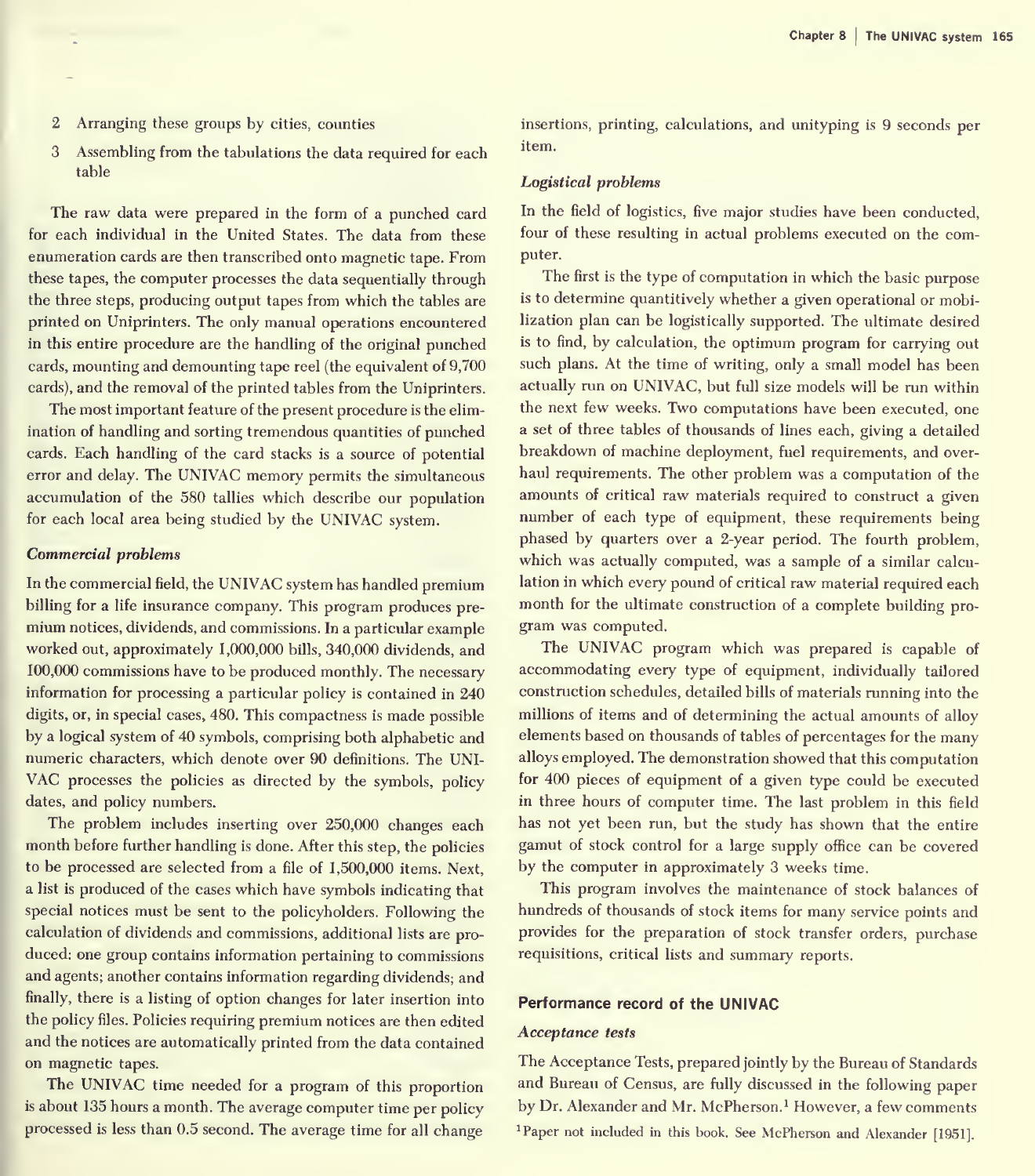2 Arranging these groups by cities, counties

3 Assembling from the tabulations the data required for each table

The raw data were prepared in the form of a punched card for each individual in the United States. The data from these enumeration cards are then transcribed onto magnetic tape. From these tapes, the computer processes the data sequentially through the three steps, producing output tapes from which the tables are printed on Uniprinters. The only manual operations encountered in this entire procedure are the handling of the original punched cards, mounting and demounting tape reel (the equivalent of 9,700 cards), and the removal of the printed tables from the Uniprinters.

The most important feature of the present procedure is the elimination of handling and sorting tremendous quantities of punched cards. Each handling of the card stacks is a source of potential error and delay. The UNIVAC memory permits the simultaneous accumulation of the 580 tallies which describe our population for each local area being studied by the UNIVAC system.

### *Commercial problems*

In the commercial field, the UNIVAC system has handled premium billing for a life insurance company. This program produces premium notices, dividends, and commissions. In a particular example worked out, approximately 1,000,000 bills, 340,000 dividends, and 100,000 commissions have to be produced monthly. The necessary information for processing a particular policy is contained in 240 digits, or, in special cases, 480. This compactness is made possible by a logical system of 40 symbols, comprising both alphabetic and numeric characters, which denote over 90 definitions. The UNIVAC processes the policies as directed by the symbols, policy dates, and policy numbers.

The problem includes inserting over 250,000 changes each month before further handling is done. After this step, the policies to be processed are selected from a file of 1,500,000 items. Next, a list is produced of the cases which have symbols indicating that special notices must be sent to the policyholders. Following the calculation of dividends and commissions, additional lists are produced: one group contains information pertaining to commissions and agents; another contains information regarding dividends; and finally, there is a listing of option changes for later insertion into the policy files. Policies requiring premium notices are then edited and the notices are automatically printed from the data contained on magnetic tapes.

The UNIVAC time needed for a program of this proportion is about 135 hours a month. The average computer time per policy processed is less than 0.5 second. The average time for all change insertions, printing, calculations, and unityping is 9 seconds per item.

### *Logistical problems*

In the field of logistics, five major studies have been conducted, four of these resulting in actual problems executed on the computer.

The first is the type of computation in which the basic purpose is to determine quantitively whether a given operational or mobilization plan can be logistically supported. The ultimate desired is to find, by calculation, the optimum program for carrying out such plans. At the time of writing, only a small model has been actually run on UNIVAC, but full size models will be run within the next few weeks. Two computations have been executed, one a set of three tables of thousands of lines each, giving a detailed breakdown of machine deployment, fuel requirements, and overhaul requirements. The other problem was a computation of the amounts of critical raw materials required to construct a given number of each type of equipment, these requirements being phased by quarters over a 2-year period. The fourth problem, which was actually computed, was a sample of a similar calculation in which every pound of critical raw material required each month for the ultimate construction of a complete building program was computed.

The UNIVAC program which was prepared is capable of accommodating every type of equipment, individually tailored construction schedules, detailed bills of materials running into the millions of items and of determining the actual amounts of alloy elements based on thousands of tables of percentages for the many alloys employed. The demonstration showed that this computation for 400 pieces of equipment of a given type could be executed in three hours of computer time. The last problem in this field has not yet been run, but the study has shown that the entire gamut of stock control for a large supply office can be covered by the computer in approximately 3 weeks time.

This program involves the maintenance of stock balances of hundreds of thousands of stock items for many service points and provides for the preparation of stock transfer orders, purchase requisitions, critical lists and summary reports.

## Performance record of the UNIVAC

### *Acceptance tests*

The Acceptance Tests, prepared jointly by the Bureau of Standards and Bureau of Census, are fully discussed in the following paper by Dr. Alexander and Mr. McPherson.[1] However, a few comments

[1] Paper not included in this book. See McPherson and Alexander [1951].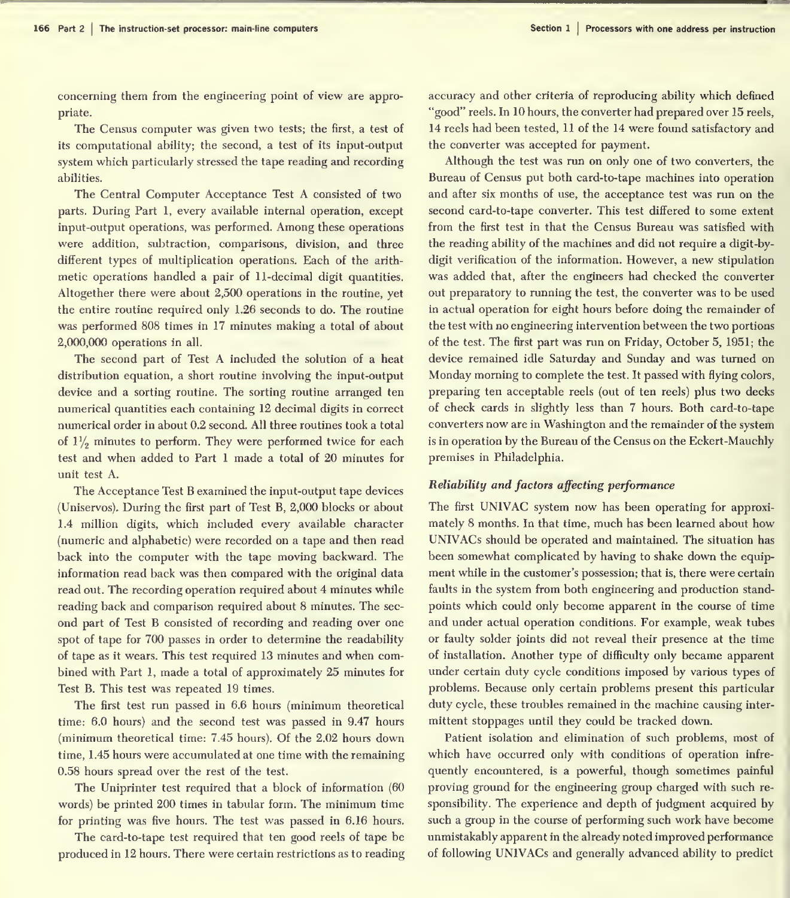concerning them from the engineering point of view are appropriate.

The Census computer was given two tests; the first, a test of its computational ability; the second, a test of its input-output system which particularly stressed the tape reading and recording abilities.

The Central Computer Acceptance Test A consisted of two parts. During Part 1, every available internal operation, except input-output operations, was performed. Among these operations were addition, subtraction, comparisons, division, and three different types of multiplication operations. Each of the arithmetic operations handled a pair of 11-decimal digit quantities. Altogether there were about 2,500 operations in the routine, yet the entire routine required only 1.26 seconds to do. The routine was performed 808 times in 17 minutes making a total of about 2,000,000 operations in all.

The second part of Test A included the solution of a heat distribution equation, a short routine involving the input-output device and a sorting routine. The sorting routine arranged ten numerical quantities each containing 12 decimal digits in correct numerical order in about 0.2 second. All three routines took a total of $1\frac{1}{2}$ minutes to perform. They were performed twice for each test and when added to Part 1 made a total of 20 minutes for unit test A.

The Acceptance Test B examined the input-output tape devices (Uniservos). During the first part of Test B, 2,000 blocks or about 1.4 million digits, which included every available character (numeric and alphabetic) were recorded on a tape and then read back into the computer with the tape moving backward. The information read back was then compared with the original data read out. The recording operation required about 4 minutes while reading back and comparison required about 8 minutes. The second part of Test B consisted of recording and reading over one spot of tape for 700 passes in order to determine the readability of tape as it wears. This test required 13 minutes and when combined with Part 1, made a total of approximately 25 minutes for Test B. This test was repeated 19 times.

The first test run passed in 6.6 hours (minimum theoretical time: 6.0 hours) and the second test was passed in 9.47 hours (minimum theoretical time: 7.45 hours). Of the 2.02 hours down time, 1.45 hours were accumulated at one time with the remaining 0.58 hours spread over the rest of the test.

The Uniprinter test required that a block of information (60 words) be printed 200 times in tabular form. The minimum time for printing was five hours. The test was passed in 6.16 hours.

The card-to-tape test required that ten good reels of tape be produced in 12 hours. There were certain restrictions as to reading accuracy and other criteria of reproducing ability which defined "good" reels. In 10 hours, the converter had prepared over 15 reels, 14 reels had been tested, 11 of the 14 were found satisfactory and the converter was accepted for payment.

Although the test was run on only one of two converters, the Bureau of Census put both card-to-tape machines into operation and after six months of use, the acceptance test was run on the second card-to-tape converter. This test differed to some extent from the first test in that the Census Bureau was satisfied with the reading ability of the machines and did not require a digit-by-digit verification of the information. However, a new stipulation was added that, after the engineers had checked the converter out preparatory to running the test, the converter was to be used in actual operation for eight hours before doing the remainder of the test with no engineering intervention between the two portions of the test. The first part was run on Friday, October 5, 1951; the device remained idle Saturday and Sunday and was turned on Monday morning to complete the test. It passed with flying colors, preparing ten acceptable reels (out of ten reels) plus two decks of check cards in slightly less than 7 hours. Both card-to-tape converters now are in Washington and the remainder of the system is in operation by the Bureau of the Census on the Eckert-Mauchly premises in Philadelphia.

### *Reliability and factors affecting performance*

The first UNIVAC system now has been operating for approximately 8 months. In that time, much has been learned about how UNIVACs should be operated and maintained. The situation has been somewhat complicated by having to shake down the equipment while in the customer's possession; that is, there were certain faults in the system from both engineering and production standpoints which could only become apparent in the course of time and under actual operation conditions. For example, weak tubes or faulty solder joints did not reveal their presence at the time of installation. Another type of difficulty only became apparent under certain duty cycle conditions imposed by various types of problems. Because only certain problems present this particular duty cycle, these troubles remained in the machine causing intermittent stoppages until they could be tracked down.

Patient isolation and elimination of such problems, most of which have occurred only with conditions of operation infrequently encountered, is a powerful, though sometimes painful proving ground for the engineering group charged with such responsibility. The experience and depth of judgment acquired by such a group in the course of performing such work have become unmistakably apparent in the already noted improved performance of following UNIVACs and generally advanced ability to predict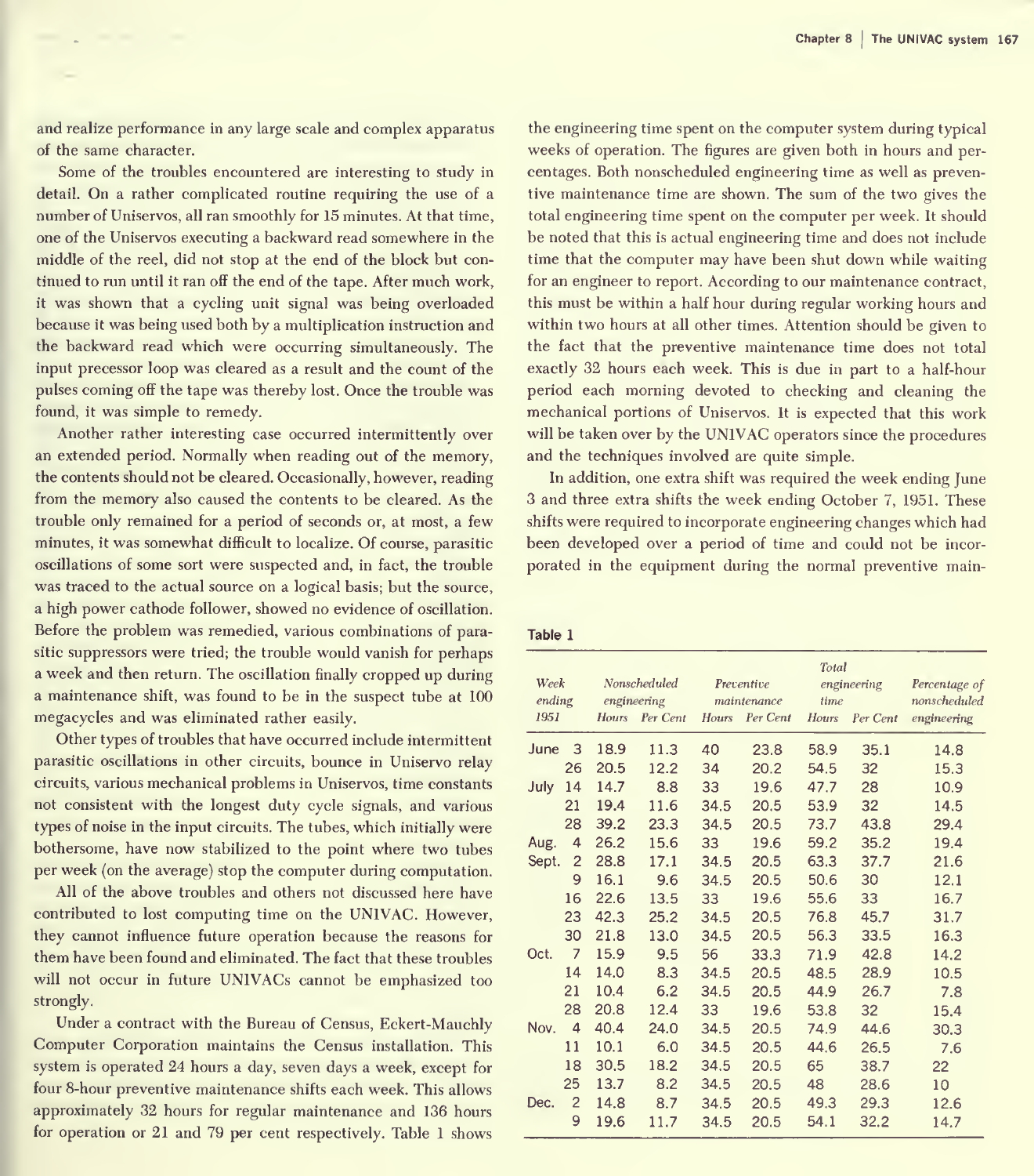and realize performance in any large scale and complex apparatus of the same character.

Some of the troubles encountered are interesting to study in detail. On a rather complicated routine requiring the use of a number of Uniservos, all ran smoothly for 15 minutes. At that time, one of the Uniservos executing a backward read somewhere in the middle of the reel, did not stop at the end of the block but continued to run until it ran off the end of the tape. After much work, it was shown that a cycling unit signal was being overloaded because it was being used both by a multiplication instruction and the backward read which were occurring simultaneously. The input precessor loop was cleared as a result and the count of the pulses coming off the tape was thereby lost. Once the trouble was found, it was simple to remedy.

Another rather interesting case occurred intermittently over an extended period. Normally when reading out of the memory, the contents should not be cleared. Occasionally, however, reading from the memory also caused the contents to be cleared. As the trouble only remained for a period of seconds or, at most, a few minutes, it was somewhat difficult to localize. Of course, parasitic oscillations of some sort were suspected and, in fact, the trouble was traced to the actual source on a logical basis; but the source, a high power cathode follower, showed no evidence of oscillation. Before the problem was remedied, various combinations of parasitic suppressors were tried; the trouble would vanish for perhaps a week and then return. The oscillation finally cropped up during a maintenance shift, was found to be in the suspect tube at 100 megacycles and was eliminated rather easily.

Other types of troubles that have occurred include intermittent parasitic oscillations in other circuits, bounce in Uniservo relay circuits, various mechanical problems in Uniservos, time constants not consistent with the longest duty cycle signals, and various types of noise in the input circuits. The tubes, which initially were bothersome, have now stabilized to the point where two tubes per week (on the average) stop the computer during computation.

All of the above troubles and others not discussed here have contributed to lost computing time on the UNIVAC. However, they cannot influence future operation because the reasons for them have been found and eliminated. The fact that these troubles will not occur in future UNIVACs cannot be emphasized too strongly.

Under a contract with the Bureau of Census, Eckert-Mauchly Computer Corporation maintains the Census installation. This system is operated 24 hours a day, seven days a week, except for four 8-hour preventive maintenance shifts each week. This allows approximately 32 hours for regular maintenance and 136 hours for operation or 21 and 79 per cent respectively. Table 1 shows the engineering time spent on the computer system during typical weeks of operation. The figures are given both in hours and percentages. Both nonscheduled engineering time as well as preventive maintenance time are shown. The sum of the two gives the total engineering time spent on the computer per week. It should be noted that this is actual engineering time and does not include time that the computer may have been shut down while waiting for an engineer to report. According to our maintenance contract, this must be within a half hour during regular working hours and within two hours at all other times. Attention should be given to the fact that the preventive maintenance time does not total exactly 32 hours each week. This is due in part to a half-hour period each morning devoted to checking and cleaning the mechanical portions of Uniservos. It is expected that this work will be taken over by the UNIVAC operators since the procedures and the techniques involved are quite simple.

In addition, one extra shift was required the week ending June 3 and three extra shifts the week ending October 7, 1951. These shifts were required to incorporate engineering changes which had been developed over a period of time and could not be incorporated in the equipment during the normal preventive main-

**Table 1**

| *Week ending 1951* | *Nonscheduled engineering* | | *Preventive maintenance* | | *Total engineering time* | | *Percentage of nonscheduled engineering* |
|---|---|---|---|---|---|---|---|
| | *Hours* | *Per Cent* | *Hours* | *Per Cent* | *Hours* | *Per Cent* | |
| June 3 | 18.9 | 11.3 | 40 | 23.8 | 58.9 | 35.1 | 14.8 |
| 26 | 20.5 | 12.2 | 34 | 20.2 | 54.5 | 32 | 15.3 |
| July 14 | 14.7 | 8.8 | 33 | 19.6 | 47.7 | 28 | 10.9 |
| 21 | 19.4 | 11.6 | 34.5 | 20.5 | 53.9 | 32 | 14.5 |
| 28 | 39.2 | 23.3 | 34.5 | 20.5 | 73.7 | 43.8 | 29.4 |
| Aug. 4 | 26.2 | 15.6 | 33 | 19.6 | 59.2 | 35.2 | 19.4 |
| Sept. 2 | 28.8 | 17.1 | 34.5 | 20.5 | 63.3 | 37.7 | 21.6 |
| 9 | 16.1 | 9.6 | 34.5 | 20.5 | 50.6 | 30 | 12.1 |
| 16 | 22.6 | 13.5 | 33 | 19.6 | 55.6 | 33 | 16.7 |
| 23 | 42.3 | 25.2 | 34.5 | 20.5 | 76.8 | 45.7 | 31.7 |
| 30 | 21.8 | 13.0 | 34.5 | 20.5 | 56.3 | 33.5 | 16.3 |
| Oct. 7 | 15.9 | 9.5 | 56 | 33.3 | 71.9 | 42.8 | 14.2 |
| 14 | 14.0 | 8.3 | 34.5 | 20.5 | 48.5 | 28.9 | 10.5 |
| 21 | 10.4 | 6.2 | 34.5 | 20.5 | 44.9 | 26.7 | 7.8 |
| 28 | 20.8 | 12.4 | 33 | 19.6 | 53.8 | 32 | 15.4 |
| Nov. 4 | 40.4 | 24.0 | 34.5 | 20.5 | 74.9 | 44.6 | 30.3 |
| 11 | 10.1 | 6.0 | 34.5 | 20.5 | 44.6 | 26.5 | 7.6 |
| 18 | 30.5 | 18.2 | 34.5 | 20.5 | 65 | 38.7 | 22 |
| 25 | 13.7 | 8.2 | 34.5 | 20.5 | 48 | 28.6 | 10 |
| Dec. 2 | 14.8 | 8.7 | 34.5 | 20.5 | 49.3 | 29.3 | 12.6 |
| 9 | 19.6 | 11.7 | 34.5 | 20.5 | 54.1 | 32.2 | 14.7 |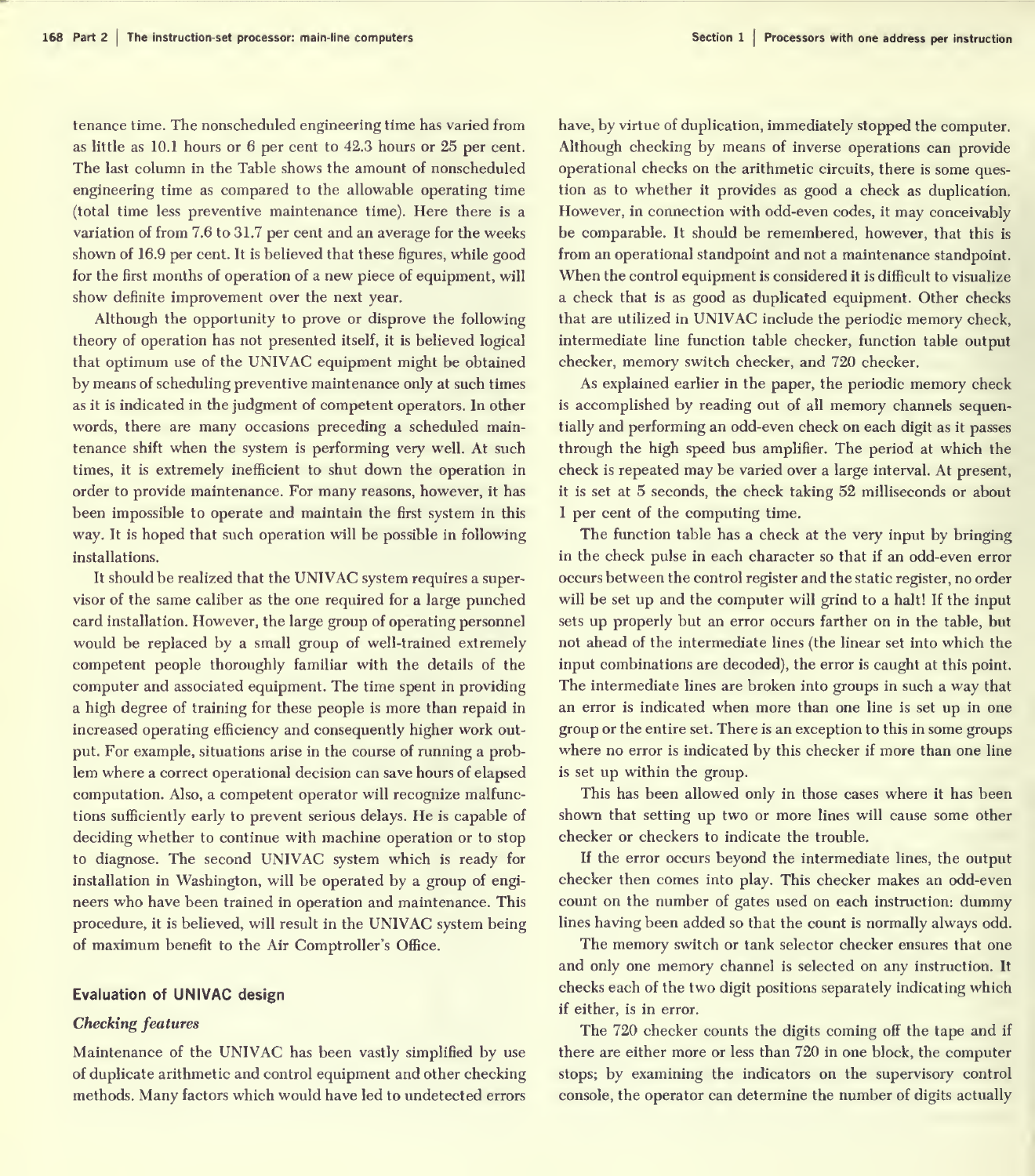tenance time. The nonscheduled engineering time has varied from as little as 10.1 hours or 6 per cent to 42.3 hours or 25 per cent. The last column in the Table shows the amount of nonscheduled engineering time as compared to the allowable operating time (total time less preventive maintenance time). Here there is a variation of from 7.6 to 31.7 per cent and an average for the weeks shown of 16.9 per cent. It is believed that these figures, while good for the first months of operation of a new piece of equipment, will show definite improvement over the next year.

Although the opportunity to prove or disprove the following theory of operation has not presented itself, it is believed logical that optimum use of the UNIVAC equipment might be obtained by means of scheduling preventive maintenance only at such times as it is indicated in the judgment of competent operators. In other words, there are many occasions preceding a scheduled maintenance shift when the system is performing very well. At such times, it is extremely inefficient to shut down the operation in order to provide maintenance. For many reasons, however, it has been impossible to operate and maintain the first system in this way. It is hoped that such operation will be possible in following installations.

It should be realized that the UNIVAC system requires a supervisor of the same caliber as the one required for a large punched card installation. However, the large group of operating personnel would be replaced by a small group of well-trained extremely competent people thoroughly familiar with the details of the computer and associated equipment. The time spent in providing a high degree of training for these people is more than repaid in increased operating efficiency and consequently higher work output. For example, situations arise in the course of running a problem where a correct operational decision can save hours of elapsed computation. Also, a competent operator will recognize malfunctions sufficiently early to prevent serious delays. He is capable of deciding whether to continue with machine operation or to stop to diagnose. The second UNIVAC system which is ready for installation in Washington, will be operated by a group of engineers who have been trained in operation and maintenance. This procedure, it is believed, will result in the UNIVAC system being of maximum benefit to the Air Comptroller's Office.

## Evaluation of UNIVAC design

### *Checking features*

Maintenance of the UNIVAC has been vastly simplified by use of duplicate arithmetic and control equipment and other checking methods. Many factors which would have led to undetected errors have, by virtue of duplication, immediately stopped the computer. Although checking by means of inverse operations can provide operational checks on the arithmetic circuits, there is some question as to whether it provides as good a check as duplication. However, in connection with odd-even codes, it may conceivably be comparable. It should be remembered, however, that this is from an operational standpoint and not a maintenance standpoint. When the control equipment is considered it is difficult to visualize a check that is as good as duplicated equipment. Other checks that are utilized in UNIVAC include the periodic memory check, intermediate line function table checker, function table output checker, memory switch checker, and 720 checker.

As explained earlier in the paper, the periodic memory check is accomplished by reading out of all memory channels sequentially and performing an odd-even check on each digit as it passes through the high speed bus amplifier. The period at which the check is repeated may be varied over a large interval. At present, it is set at 5 seconds, the check taking 52 milliseconds or about 1 per cent of the computing time.

The function table has a check at the very input by bringing in the check pulse in each character so that if an odd-even error occurs between the control register and the static register, no order will be set up and the computer will grind to a halt! If the input sets up properly but an error occurs farther on in the table, but not ahead of the intermediate lines (the linear set into which the input combinations are decoded), the error is caught at this point. The intermediate lines are broken into groups in such a way that an error is indicated when more than one line is set up in one group or the entire set. There is an exception to this in some groups where no error is indicated by this checker if more than one line is set up within the group.

This has been allowed only in those cases where it has been shown that setting up two or more lines will cause some other checker or checkers to indicate the trouble.

If the error occurs beyond the intermediate lines, the output checker then comes into play. This checker makes an odd-even count on the number of gates used on each instruction: dummy lines having been added so that the count is normally always odd.

The memory switch or tank selector checker ensures that one and only one memory channel is selected on any instruction. It checks each of the two digit positions separately indicating which if either, is in error.

The 720 checker counts the digits coming off the tape and if there are either more or less than 720 in one block, the computer stops; by examining the indicators on the supervisory control console, the operator can determine the number of digits actually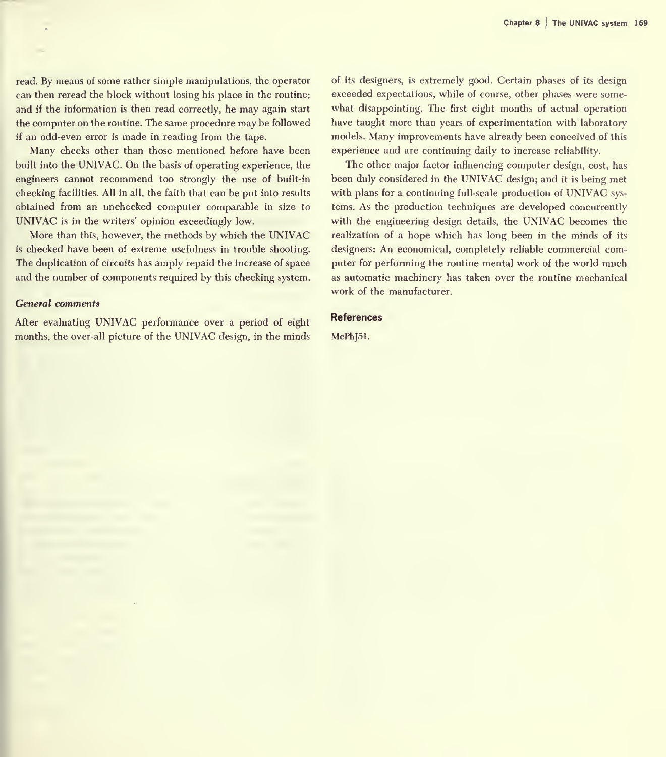read. By means of some rather simple manipulations, the operator can then reread the block without losing his place in the routine; and if the information is then read correctly, he may again start the computer on the routine. The same procedure may be followed if an odd-even error is made in reading from the tape.

Many checks other than those mentioned before have been built into the UNIVAC. On the basis of operating experience, the engineers cannot recommend too strongly the use of built-in checking facilities. All in all, the faith that can be put into results obtained from an unchecked computer comparable in size to UNIVAC is in the writers' opinion exceedingly low.

More than this, however, the methods by which the UNIVAC is checked have been of extreme usefulness in trouble shooting. The duplication of circuits has amply repaid the increase of space and the number of components required by this checking system.

### *General comments*

After evaluating UNIVAC performance over a period of eight months, the over-all picture of the UNIVAC design, in the minds of its designers, is extremely good. Certain phases of its design exceeded expectations, while of course, other phases were somewhat disappointing. The first eight months of actual operation have taught more than years of experimentation with laboratory models. Many improvements have already been conceived of this experience and are continuing daily to increase reliability.

The other major factor influencing computer design, cost, has been duly considered in the UNIVAC design; and it is being met with plans for a continuing full-scale production of UNIVAC systems. As the production techniques are developed concurrently with the engineering design details, the UNIVAC becomes the realization of a hope which has long been in the minds of its designers: An economical, completely reliable commercial computer for performing the routine mental work of the world much as automatic machinery has taken over the routine mechanical work of the manufacturer.

## References

McPhJ51.